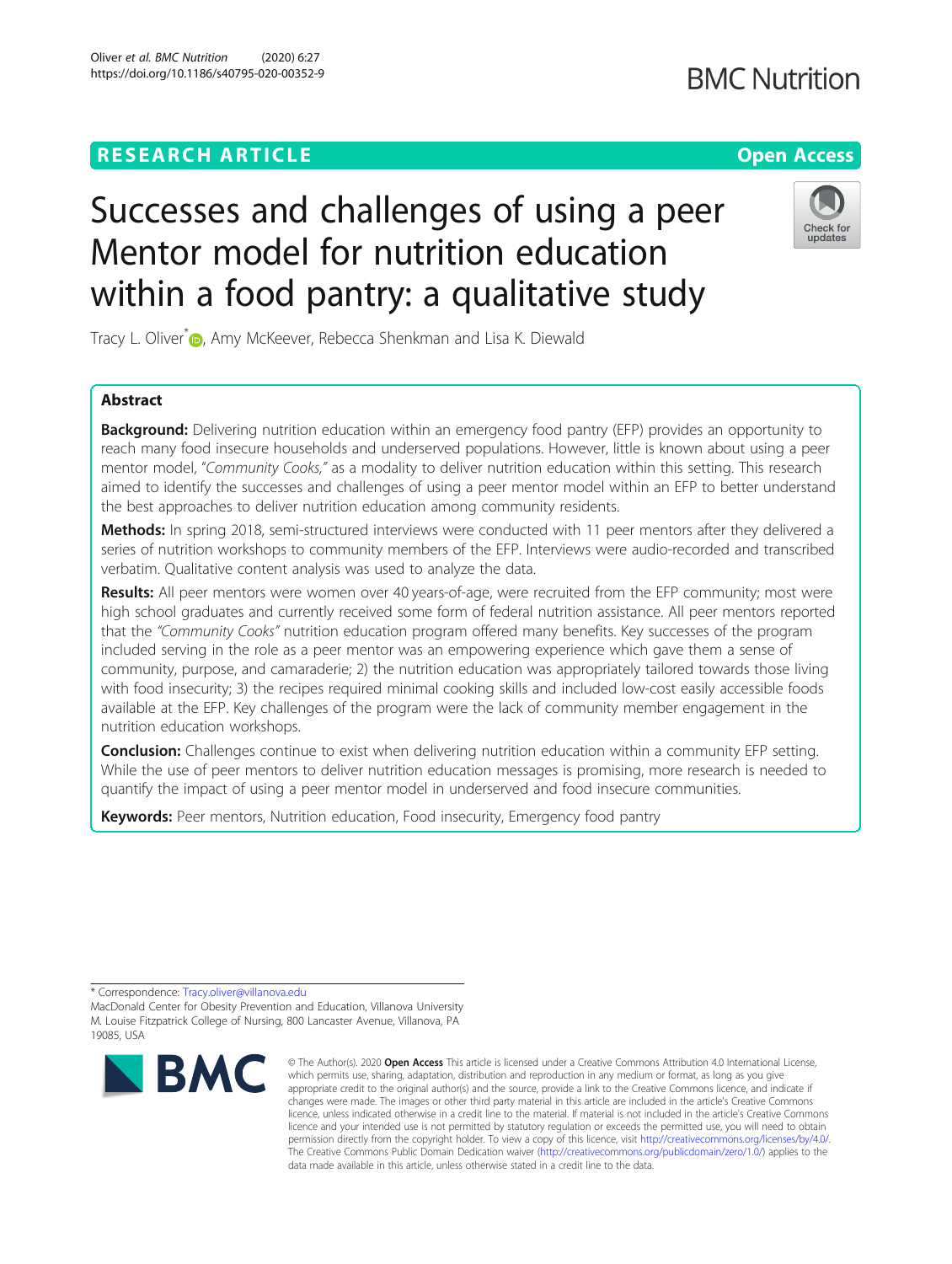RESEARCH ARTICLE

Open Access

# Successes and challenges of using a peer Mentor model for nutrition education within a food pantry: a qualitative study

Tracy L. Oliver*, Amy McKeever, Rebecca Shenkman and Lisa K. Diewald

## Abstract

**Background:** Delivering nutrition education within an emergency food pantry (EFP) provides an opportunity to reach many food insecure households and underserved populations. However, little is known about using a peer mentor model, "*Community Cooks,*" as a modality to deliver nutrition education within this setting. This research aimed to identify the successes and challenges of using a peer mentor model within an EFP to better understand the best approaches to deliver nutrition education among community residents.

**Methods:** In spring 2018, semi-structured interviews were conducted with 11 peer mentors after they delivered a series of nutrition workshops to community members of the EFP. Interviews were audio-recorded and transcribed verbatim. Qualitative content analysis was used to analyze the data.

**Results:** All peer mentors were women over 40 years-of-age, were recruited from the EFP community; most were high school graduates and currently received some form of federal nutrition assistance. All peer mentors reported that the *"Community Cooks"* nutrition education program offered many benefits. Key successes of the program included serving in the role as a peer mentor was an empowering experience which gave them a sense of community, purpose, and camaraderie; 2) the nutrition education was appropriately tailored towards those living with food insecurity; 3) the recipes required minimal cooking skills and included low-cost easily accessible foods available at the EFP. Key challenges of the program were the lack of community member engagement in the nutrition education workshops.

**Conclusion:** Challenges continue to exist when delivering nutrition education within a community EFP setting. While the use of peer mentors to deliver nutrition education messages is promising, more research is needed to quantify the impact of using a peer mentor model in underserved and food insecure communities.

**Keywords:** Peer mentors, Nutrition education, Food insecurity, Emergency food pantry

---

* Correspondence: Tracy.oliver@villanova.edu
MacDonald Center for Obesity Prevention and Education, Villanova University M. Louise Fitzpatrick College of Nursing, 800 Lancaster Avenue, Villanova, PA 19085, USA

© The Author(s). 2020 **Open Access** This article is licensed under a Creative Commons Attribution 4.0 International License, which permits use, sharing, adaptation, distribution and reproduction in any medium or format, as long as you give appropriate credit to the original author(s) and the source, provide a link to the Creative Commons licence, and indicate if changes were made. The images or other third party material in this article are included in the article's Creative Commons licence, unless indicated otherwise in a credit line to the material. If material is not included in the article's Creative Commons licence and your intended use is not permitted by statutory regulation or exceeds the permitted use, you will need to obtain permission directly from the copyright holder. To view a copy of this licence, visit http://creativecommons.org/licenses/by/4.0/. The Creative Commons Public Domain Dedication waiver (http://creativecommons.org/publicdomain/zero/1.0/) applies to the data made available in this article, unless otherwise stated in a credit line to the data.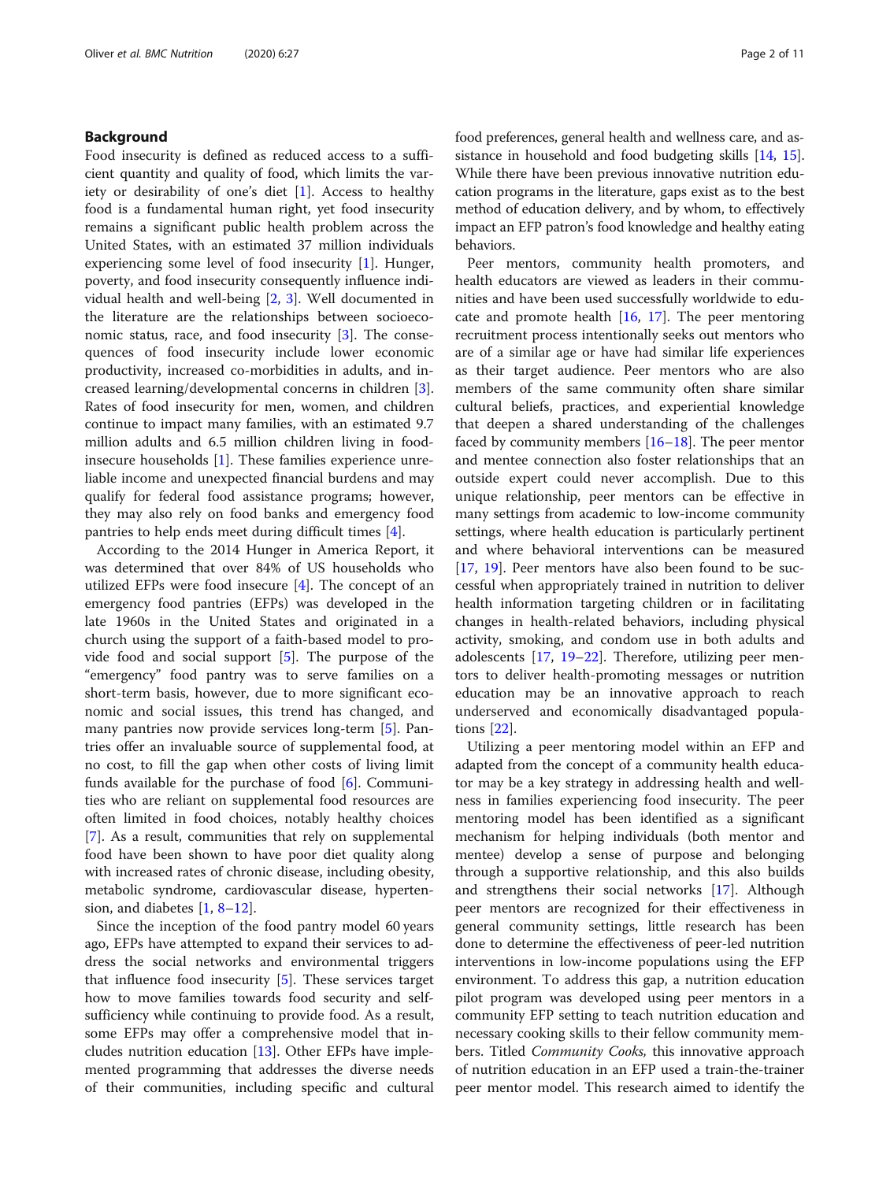## Background

Food insecurity is defined as reduced access to a sufficient quantity and quality of food, which limits the variety or desirability of one's diet [1]. Access to healthy food is a fundamental human right, yet food insecurity remains a significant public health problem across the United States, with an estimated 37 million individuals experiencing some level of food insecurity [1]. Hunger, poverty, and food insecurity consequently influence individual health and well-being [2, 3]. Well documented in the literature are the relationships between socioeconomic status, race, and food insecurity [3]. The consequences of food insecurity include lower economic productivity, increased co-morbidities in adults, and increased learning/developmental concerns in children [3]. Rates of food insecurity for men, women, and children continue to impact many families, with an estimated 9.7 million adults and 6.5 million children living in food-insecure households [1]. These families experience unreliable income and unexpected financial burdens and may qualify for federal food assistance programs; however, they may also rely on food banks and emergency food pantries to help ends meet during difficult times [4].

According to the 2014 Hunger in America Report, it was determined that over 84% of US households who utilized EFPs were food insecure [4]. The concept of an emergency food pantries (EFPs) was developed in the late 1960s in the United States and originated in a church using the support of a faith-based model to provide food and social support [5]. The purpose of the "emergency" food pantry was to serve families on a short-term basis, however, due to more significant economic and social issues, this trend has changed, and many pantries now provide services long-term [5]. Pantries offer an invaluable source of supplemental food, at no cost, to fill the gap when other costs of living limit funds available for the purchase of food [6]. Communities who are reliant on supplemental food resources are often limited in food choices, notably healthy choices [7]. As a result, communities that rely on supplemental food have been shown to have poor diet quality along with increased rates of chronic disease, including obesity, metabolic syndrome, cardiovascular disease, hypertension, and diabetes [1, 8–12].

Since the inception of the food pantry model 60 years ago, EFPs have attempted to expand their services to address the social networks and environmental triggers that influence food insecurity [5]. These services target how to move families towards food security and self-sufficiency while continuing to provide food. As a result, some EFPs may offer a comprehensive model that includes nutrition education [13]. Other EFPs have implemented programming that addresses the diverse needs of their communities, including specific and cultural food preferences, general health and wellness care, and assistance in household and food budgeting skills [14, 15]. While there have been previous innovative nutrition education programs in the literature, gaps exist as to the best method of education delivery, and by whom, to effectively impact an EFP patron's food knowledge and healthy eating behaviors.

Peer mentors, community health promoters, and health educators are viewed as leaders in their communities and have been used successfully worldwide to educate and promote health [16, 17]. The peer mentoring recruitment process intentionally seeks out mentors who are of a similar age or have had similar life experiences as their target audience. Peer mentors who are also members of the same community often share similar cultural beliefs, practices, and experiential knowledge that deepen a shared understanding of the challenges faced by community members [16–18]. The peer mentor and mentee connection also foster relationships that an outside expert could never accomplish. Due to this unique relationship, peer mentors can be effective in many settings from academic to low-income community settings, where health education is particularly pertinent and where behavioral interventions can be measured [17, 19]. Peer mentors have also been found to be successful when appropriately trained in nutrition to deliver health information targeting children or in facilitating changes in health-related behaviors, including physical activity, smoking, and condom use in both adults and adolescents [17, 19–22]. Therefore, utilizing peer mentors to deliver health-promoting messages or nutrition education may be an innovative approach to reach underserved and economically disadvantaged populations [22].

Utilizing a peer mentoring model within an EFP and adapted from the concept of a community health educator may be a key strategy in addressing health and wellness in families experiencing food insecurity. The peer mentoring model has been identified as a significant mechanism for helping individuals (both mentor and mentee) develop a sense of purpose and belonging through a supportive relationship, and this also builds and strengthens their social networks [17]. Although peer mentors are recognized for their effectiveness in general community settings, little research has been done to determine the effectiveness of peer-led nutrition interventions in low-income populations using the EFP environment. To address this gap, a nutrition education pilot program was developed using peer mentors in a community EFP setting to teach nutrition education and necessary cooking skills to their fellow community members. Titled *Community Cooks,* this innovative approach of nutrition education in an EFP used a train-the-trainer peer mentor model. This research aimed to identify the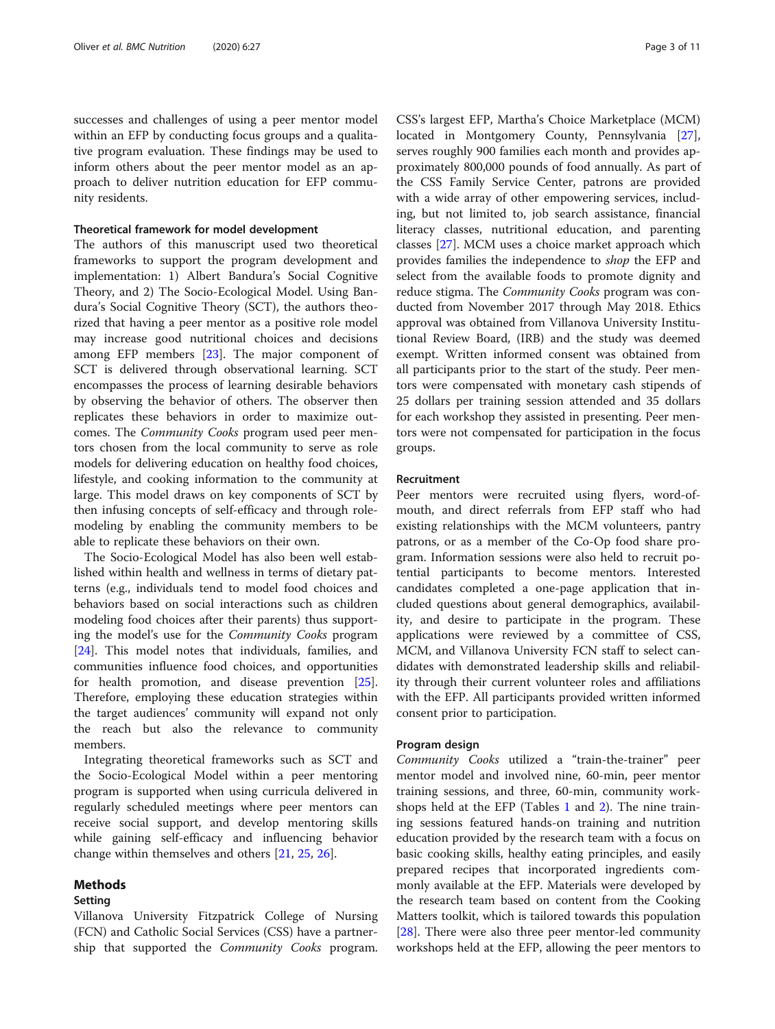successes and challenges of using a peer mentor model within an EFP by conducting focus groups and a qualitative program evaluation. These findings may be used to inform others about the peer mentor model as an approach to deliver nutrition education for EFP community residents.

### Theoretical framework for model development

The authors of this manuscript used two theoretical frameworks to support the program development and implementation: 1) Albert Bandura's Social Cognitive Theory, and 2) The Socio-Ecological Model. Using Bandura's Social Cognitive Theory (SCT), the authors theorized that having a peer mentor as a positive role model may increase good nutritional choices and decisions among EFP members [23]. The major component of SCT is delivered through observational learning. SCT encompasses the process of learning desirable behaviors by observing the behavior of others. The observer then replicates these behaviors in order to maximize outcomes. The *Community Cooks* program used peer mentors chosen from the local community to serve as role models for delivering education on healthy food choices, lifestyle, and cooking information to the community at large. This model draws on key components of SCT by then infusing concepts of self-efficacy and through role-modeling by enabling the community members to be able to replicate these behaviors on their own.

The Socio-Ecological Model has also been well established within health and wellness in terms of dietary patterns (e.g., individuals tend to model food choices and behaviors based on social interactions such as children modeling food choices after their parents) thus supporting the model's use for the *Community Cooks* program [24]. This model notes that individuals, families, and communities influence food choices, and opportunities for health promotion, and disease prevention [25]. Therefore, employing these education strategies within the target audiences' community will expand not only the reach but also the relevance to community members.

Integrating theoretical frameworks such as SCT and the Socio-Ecological Model within a peer mentoring program is supported when using curricula delivered in regularly scheduled meetings where peer mentors can receive social support, and develop mentoring skills while gaining self-efficacy and influencing behavior change within themselves and others [21, 25, 26].

## Methods

### Setting

Villanova University Fitzpatrick College of Nursing (FCN) and Catholic Social Services (CSS) have a partnership that supported the *Community Cooks* program. CSS's largest EFP, Martha's Choice Marketplace (MCM) located in Montgomery County, Pennsylvania [27], serves roughly 900 families each month and provides approximately 800,000 pounds of food annually. As part of the CSS Family Service Center, patrons are provided with a wide array of other empowering services, including, but not limited to, job search assistance, financial literacy classes, nutritional education, and parenting classes [27]. MCM uses a choice market approach which provides families the independence to *shop* the EFP and select from the available foods to promote dignity and reduce stigma. The *Community Cooks* program was conducted from November 2017 through May 2018. Ethics approval was obtained from Villanova University Institutional Review Board, (IRB) and the study was deemed exempt. Written informed consent was obtained from all participants prior to the start of the study. Peer mentors were compensated with monetary cash stipends of 25 dollars per training session attended and 35 dollars for each workshop they assisted in presenting. Peer mentors were not compensated for participation in the focus groups.

### Recruitment

Peer mentors were recruited using flyers, word-of-mouth, and direct referrals from EFP staff who had existing relationships with the MCM volunteers, pantry patrons, or as a member of the Co-Op food share program. Information sessions were also held to recruit potential participants to become mentors. Interested candidates completed a one-page application that included questions about general demographics, availability, and desire to participate in the program. These applications were reviewed by a committee of CSS, MCM, and Villanova University FCN staff to select candidates with demonstrated leadership skills and reliability through their current volunteer roles and affiliations with the EFP. All participants provided written informed consent prior to participation.

### Program design

*Community Cooks* utilized a "train-the-trainer" peer mentor model and involved nine, 60-min, peer mentor training sessions, and three, 60-min, community workshops held at the EFP (Tables 1 and 2). The nine training sessions featured hands-on training and nutrition education provided by the research team with a focus on basic cooking skills, healthy eating principles, and easily prepared recipes that incorporated ingredients commonly available at the EFP. Materials were developed by the research team based on content from the Cooking Matters toolkit, which is tailored towards this population [28]. There were also three peer mentor-led community workshops held at the EFP, allowing the peer mentors to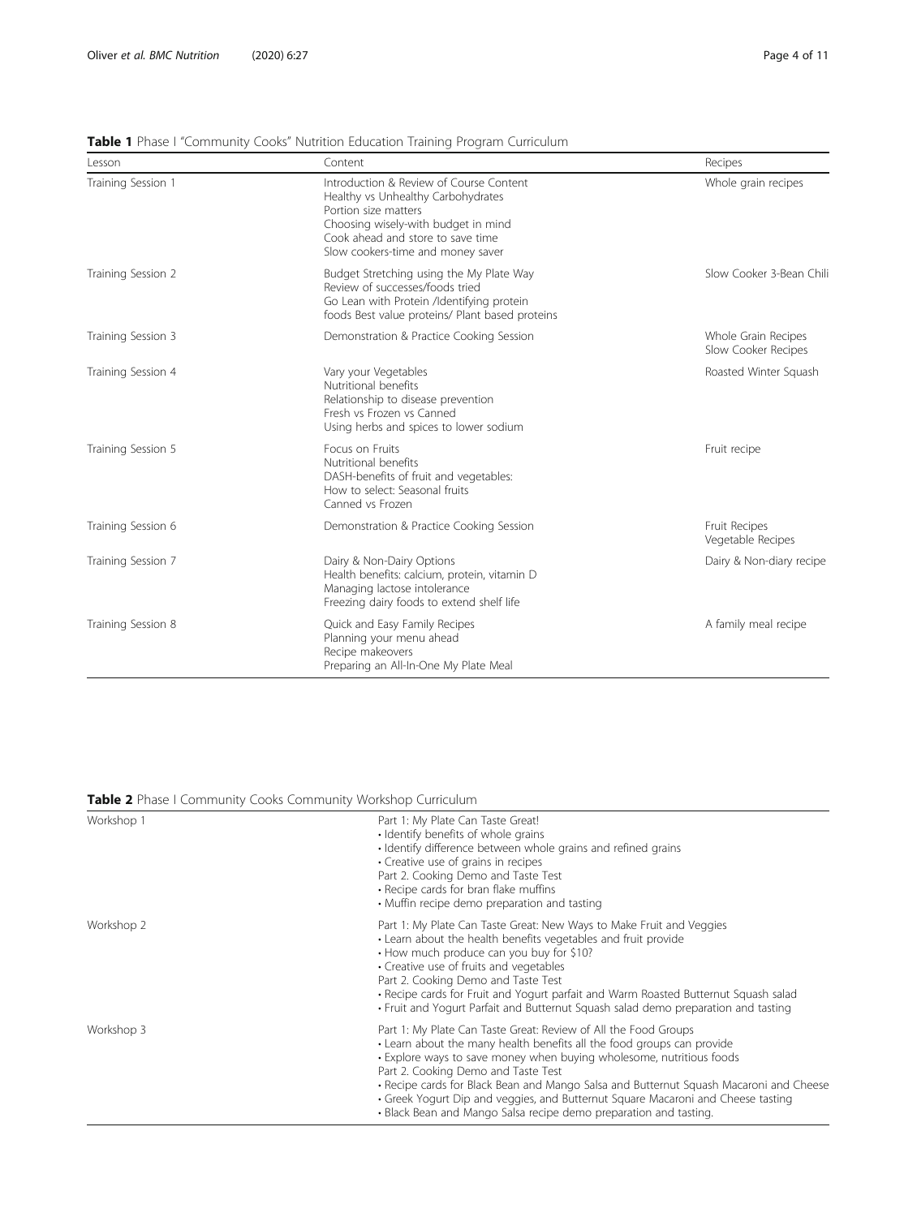**Table 1** Phase I "Community Cooks" Nutrition Education Training Program Curriculum

| Lesson | Content | Recipes |
|---|---|---|
| Training Session 1 | Introduction & Review of Course Content<br>Healthy vs Unhealthy Carbohydrates<br>Portion size matters<br>Choosing wisely-with budget in mind<br>Cook ahead and store to save time<br>Slow cookers-time and money saver | Whole grain recipes |
| Training Session 2 | Budget Stretching using the My Plate Way<br>Review of successes/foods tried<br>Go Lean with Protein /Identifying protein foods Best value proteins/ Plant based proteins | Slow Cooker 3-Bean Chili |
| Training Session 3 | Demonstration & Practice Cooking Session | Whole Grain Recipes<br>Slow Cooker Recipes |
| Training Session 4 | Vary your Vegetables<br>Nutritional benefits<br>Relationship to disease prevention<br>Fresh vs Frozen vs Canned<br>Using herbs and spices to lower sodium | Roasted Winter Squash |
| Training Session 5 | Focus on Fruits<br>Nutritional benefits<br>DASH-benefits of fruit and vegetables:<br>How to select: Seasonal fruits<br>Canned vs Frozen | Fruit recipe |
| Training Session 6 | Demonstration & Practice Cooking Session | Fruit Recipes<br>Vegetable Recipes |
| Training Session 7 | Dairy & Non-Dairy Options<br>Health benefits: calcium, protein, vitamin D<br>Managing lactose intolerance<br>Freezing dairy foods to extend shelf life | Dairy & Non-diary recipe |
| Training Session 8 | Quick and Easy Family Recipes<br>Planning your menu ahead<br>Recipe makeovers<br>Preparing an All-In-One My Plate Meal | A family meal recipe |

**Table 2** Phase I Community Cooks Community Workshop Curriculum

| | |
|---|---|
| Workshop 1 | Part 1: My Plate Can Taste Great!<br>• Identify benefits of whole grains<br>• Identify difference between whole grains and refined grains<br>• Creative use of grains in recipes<br>Part 2. Cooking Demo and Taste Test<br>• Recipe cards for bran flake muffins<br>• Muffin recipe demo preparation and tasting |
| Workshop 2 | Part 1: My Plate Can Taste Great: New Ways to Make Fruit and Veggies<br>• Learn about the health benefits vegetables and fruit provide<br>• How much produce can you buy for $10?<br>• Creative use of fruits and vegetables<br>Part 2. Cooking Demo and Taste Test<br>• Recipe cards for Fruit and Yogurt parfait and Warm Roasted Butternut Squash salad<br>• Fruit and Yogurt Parfait and Butternut Squash salad demo preparation and tasting |
| Workshop 3 | Part 1: My Plate Can Taste Great: Review of All the Food Groups<br>• Learn about the many health benefits all the food groups can provide<br>• Explore ways to save money when buying wholesome, nutritious foods<br>Part 2. Cooking Demo and Taste Test<br>• Recipe cards for Black Bean and Mango Salsa and Butternut Squash Macaroni and Cheese<br>• Greek Yogurt Dip and veggies, and Butternut Square Macaroni and Cheese tasting<br>• Black Bean and Mango Salsa recipe demo preparation and tasting. |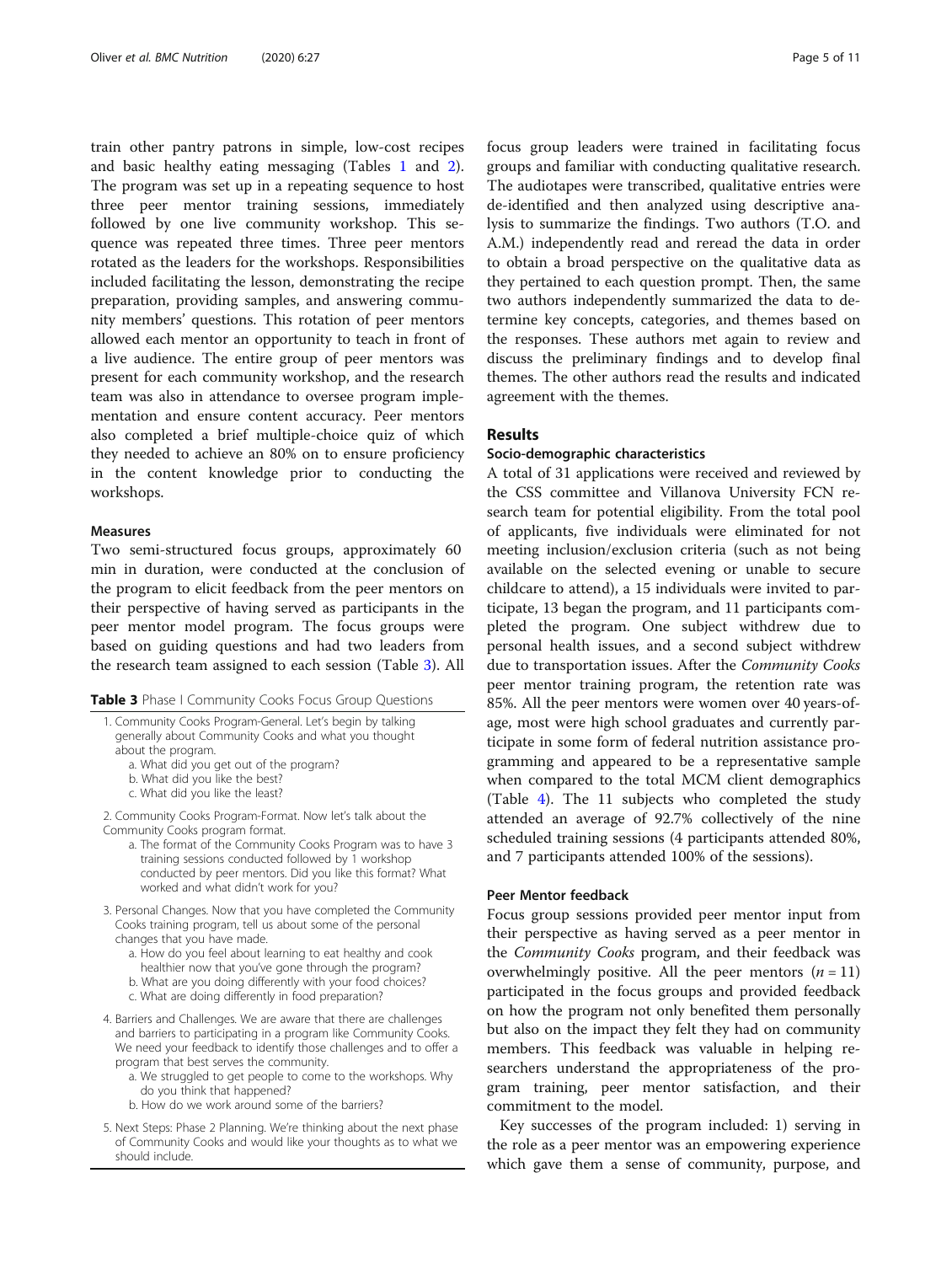train other pantry patrons in simple, low-cost recipes and basic healthy eating messaging (Tables 1 and 2). The program was set up in a repeating sequence to host three peer mentor training sessions, immediately followed by one live community workshop. This sequence was repeated three times. Three peer mentors rotated as the leaders for the workshops. Responsibilities included facilitating the lesson, demonstrating the recipe preparation, providing samples, and answering community members' questions. This rotation of peer mentors allowed each mentor an opportunity to teach in front of a live audience. The entire group of peer mentors was present for each community workshop, and the research team was also in attendance to oversee program implementation and ensure content accuracy. Peer mentors also completed a brief multiple-choice quiz of which they needed to achieve an 80% on to ensure proficiency in the content knowledge prior to conducting the workshops.

### Measures

Two semi-structured focus groups, approximately 60 min in duration, were conducted at the conclusion of the program to elicit feedback from the peer mentors on their perspective of having served as participants in the peer mentor model program. The focus groups were based on guiding questions and had two leaders from the research team assigned to each session (Table 3). All focus group leaders were trained in facilitating focus groups and familiar with conducting qualitative research. The audiotapes were transcribed, qualitative entries were de-identified and then analyzed using descriptive analysis to summarize the findings. Two authors (T.O. and A.M.) independently read and reread the data in order to obtain a broad perspective on the qualitative data as they pertained to each question prompt. Then, the same two authors independently summarized the data to determine key concepts, categories, and themes based on the responses. These authors met again to review and discuss the preliminary findings and to develop final themes. The other authors read the results and indicated agreement with the themes.

**Table 3** Phase I Community Cooks Focus Group Questions

1. Community Cooks Program-General. Let's begin by talking generally about Community Cooks and what you thought about the program.
   a. What did you get out of the program?
   b. What did you like the best?
   c. What did you like the least?
2. Community Cooks Program-Format. Now let's talk about the Community Cooks program format.
   a. The format of the Community Cooks Program was to have 3 training sessions conducted followed by 1 workshop conducted by peer mentors. Did you like this format? What worked and what didn't work for you?
3. Personal Changes. Now that you have completed the Community Cooks training program, tell us about some of the personal changes that you have made.
   a. How do you feel about learning to eat healthy and cook healthier now that you've gone through the program?
   b. What are you doing differently with your food choices?
   c. What are doing differently in food preparation?
4. Barriers and Challenges. We are aware that there are challenges and barriers to participating in a program like Community Cooks. We need your feedback to identify those challenges and to offer a program that best serves the community.
   a. We struggled to get people to come to the workshops. Why do you think that happened?
   b. How do we work around some of the barriers?
5. Next Steps: Phase 2 Planning. We're thinking about the next phase of Community Cooks and would like your thoughts as to what we should include.

## Results

### Socio-demographic characteristics

A total of 31 applications were received and reviewed by the CSS committee and Villanova University FCN research team for potential eligibility. From the total pool of applicants, five individuals were eliminated for not meeting inclusion/exclusion criteria (such as not being available on the selected evening or unable to secure childcare to attend), a 15 individuals were invited to participate, 13 began the program, and 11 participants completed the program. One subject withdrew due to personal health issues, and a second subject withdrew due to transportation issues. After the *Community Cooks* peer mentor training program, the retention rate was 85%. All the peer mentors were women over 40 years-of-age, most were high school graduates and currently participate in some form of federal nutrition assistance programming and appeared to be a representative sample when compared to the total MCM client demographics (Table 4). The 11 subjects who completed the study attended an average of 92.7% collectively of the nine scheduled training sessions (4 participants attended 80%, and 7 participants attended 100% of the sessions).

### Peer Mentor feedback

Focus group sessions provided peer mentor input from their perspective as having served as a peer mentor in the *Community Cooks* program, and their feedback was overwhelmingly positive. All the peer mentors ($n = 11$) participated in the focus groups and provided feedback on how the program not only benefited them personally but also on the impact they felt they had on community members. This feedback was valuable in helping researchers understand the appropriateness of the program training, peer mentor satisfaction, and their commitment to the model.

Key successes of the program included: 1) serving in the role as a peer mentor was an empowering experience which gave them a sense of community, purpose, and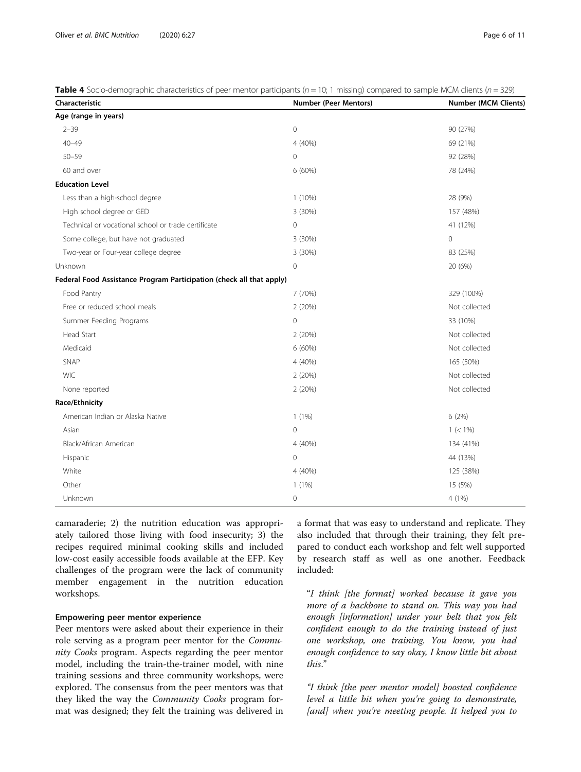**Table 4** Socio-demographic characteristics of peer mentor participants ($n = 10$; 1 missing) compared to sample MCM clients ($n = 329$)

| Characteristic | Number (Peer Mentors) | Number (MCM Clients) |
|---|---|---|
| **Age (range in years)** | | |
| 2–39 | 0 | 90 (27%) |
| 40–49 | 4 (40%) | 69 (21%) |
| 50–59 | 0 | 92 (28%) |
| 60 and over | 6 (60%) | 78 (24%) |
| **Education Level** | | |
| Less than a high-school degree | 1 (10%) | 28 (9%) |
| High school degree or GED | 3 (30%) | 157 (48%) |
| Technical or vocational school or trade certificate | 0 | 41 (12%) |
| Some college, but have not graduated | 3 (30%) | 0 |
| Two-year or Four-year college degree | 3 (30%) | 83 (25%) |
| Unknown | 0 | 20 (6%) |
| **Federal Food Assistance Program Participation (check all that apply)** | | |
| Food Pantry | 7 (70%) | 329 (100%) |
| Free or reduced school meals | 2 (20%) | Not collected |
| Summer Feeding Programs | 0 | 33 (10%) |
| Head Start | 2 (20%) | Not collected |
| Medicaid | 6 (60%) | Not collected |
| SNAP | 4 (40%) | 165 (50%) |
| WIC | 2 (20%) | Not collected |
| None reported | 2 (20%) | Not collected |
| **Race/Ethnicity** | | |
| American Indian or Alaska Native | 1 (1%) | 6 (2%) |
| Asian | 0 | 1 (< 1%) |
| Black/African American | 4 (40%) | 134 (41%) |
| Hispanic | 0 | 44 (13%) |
| White | 4 (40%) | 125 (38%) |
| Other | 1 (1%) | 15 (5%) |
| Unknown | 0 | 4 (1%) |

camaraderie; 2) the nutrition education was appropriately tailored those living with food insecurity; 3) the recipes required minimal cooking skills and included low-cost easily accessible foods available at the EFP. Key challenges of the program were the lack of community member engagement in the nutrition education workshops.

### Empowering peer mentor experience

Peer mentors were asked about their experience in their role serving as a program peer mentor for the *Community Cooks* program. Aspects regarding the peer mentor model, including the train-the-trainer model, with nine training sessions and three community workshops, were explored. The consensus from the peer mentors was that they liked the way the *Community Cooks* program format was designed; they felt the training was delivered in a format that was easy to understand and replicate. They also included that through their training, they felt prepared to conduct each workshop and felt well supported by research staff as well as one another. Feedback included:

> "*I think [the format] worked because it gave you more of a backbone to stand on. This way you had enough [information] under your belt that you felt confident enough to do the training instead of just one workshop, one training. You know, you had enough confidence to say okay, I know little bit about this.*"

> "*I think [the peer mentor model] boosted confidence level a little bit when you're going to demonstrate, [and] when you're meeting people. It helped you to*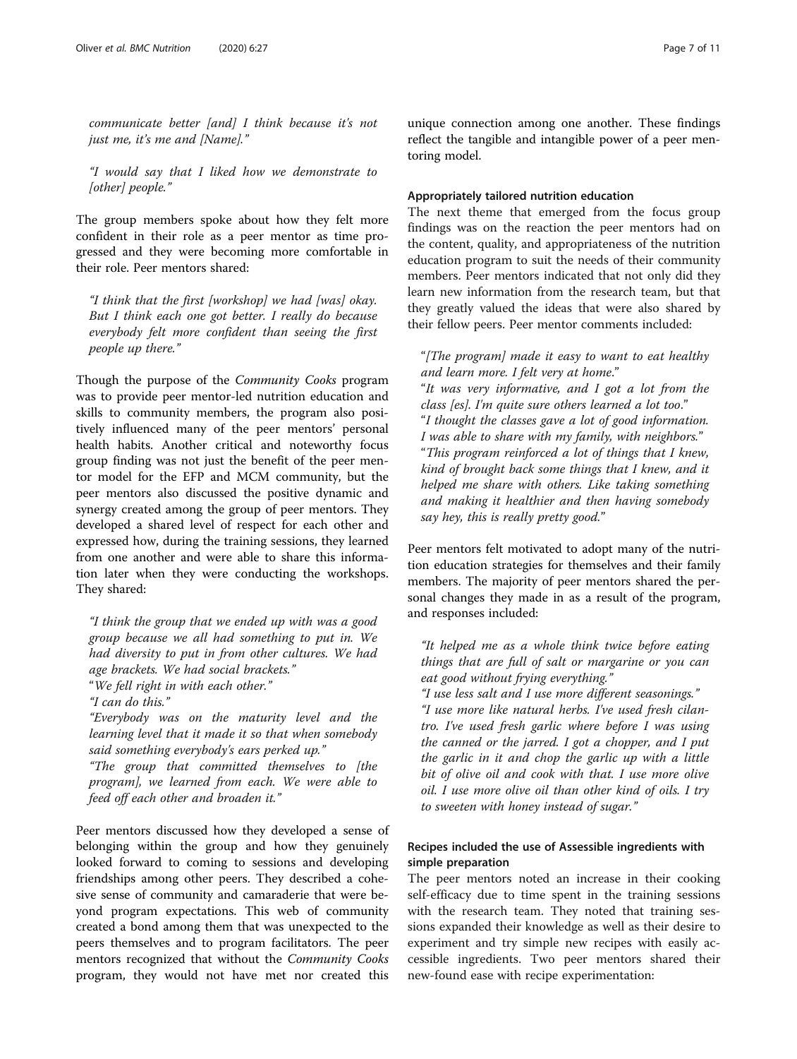*communicate better [and] I think because it's not just me, it's me and [Name]."*

*"I would say that I liked how we demonstrate to [other] people."*

The group members spoke about how they felt more confident in their role as a peer mentor as time progressed and they were becoming more comfortable in their role. Peer mentors shared:

*"I think that the first [workshop] we had [was] okay. But I think each one got better. I really do because everybody felt more confident than seeing the first people up there."*

Though the purpose of the *Community Cooks* program was to provide peer mentor-led nutrition education and skills to community members, the program also positively influenced many of the peer mentors' personal health habits. Another critical and noteworthy focus group finding was not just the benefit of the peer mentor model for the EFP and MCM community, but the peer mentors also discussed the positive dynamic and synergy created among the group of peer mentors. They developed a shared level of respect for each other and expressed how, during the training sessions, they learned from one another and were able to share this information later when they were conducting the workshops. They shared:

*"I think the group that we ended up with was a good group because we all had something to put in. We had diversity to put in from other cultures. We had age brackets. We had social brackets."*
*"We fell right in with each other."*
*"I can do this."*
*"Everybody was on the maturity level and the learning level that it made it so that when somebody said something everybody's ears perked up."*
*"The group that committed themselves to [the program], we learned from each. We were able to feed off each other and broaden it."*

Peer mentors discussed how they developed a sense of belonging within the group and how they genuinely looked forward to coming to sessions and developing friendships among other peers. They described a cohesive sense of community and camaraderie that were beyond program expectations. This web of community created a bond among them that was unexpected to the peers themselves and to program facilitators. The peer mentors recognized that without the *Community Cooks* program, they would not have met nor created this unique connection among one another. These findings reflect the tangible and intangible power of a peer mentoring model.

#### Appropriately tailored nutrition education

The next theme that emerged from the focus group findings was on the reaction the peer mentors had on the content, quality, and appropriateness of the nutrition education program to suit the needs of their community members. Peer mentors indicated that not only did they learn new information from the research team, but that they greatly valued the ideas that were also shared by their fellow peers. Peer mentor comments included:

*"[The program] made it easy to want to eat healthy and learn more. I felt very at home."*
*"It was very informative, and I got a lot from the class [es]. I'm quite sure others learned a lot too."*
*"I thought the classes gave a lot of good information. I was able to share with my family, with neighbors."*
*"This program reinforced a lot of things that I knew, kind of brought back some things that I knew, and it helped me share with others. Like taking something and making it healthier and then having somebody say hey, this is really pretty good."*

Peer mentors felt motivated to adopt many of the nutrition education strategies for themselves and their family members. The majority of peer mentors shared the personal changes they made in as a result of the program, and responses included:

*"It helped me as a whole think twice before eating things that are full of salt or margarine or you can eat good without frying everything."*
*"I use less salt and I use more different seasonings."*
*"I use more like natural herbs. I've used fresh cilantro. I've used fresh garlic where before I was using the canned or the jarred. I got a chopper, and I put the garlic in it and chop the garlic up with a little bit of olive oil and cook with that. I use more olive oil. I use more olive oil than other kind of oils. I try to sweeten with honey instead of sugar."*

#### Recipes included the use of Assessible ingredients with simple preparation

The peer mentors noted an increase in their cooking self-efficacy due to time spent in the training sessions with the research team. They noted that training sessions expanded their knowledge as well as their desire to experiment and try simple new recipes with easily accessible ingredients. Two peer mentors shared their new-found ease with recipe experimentation: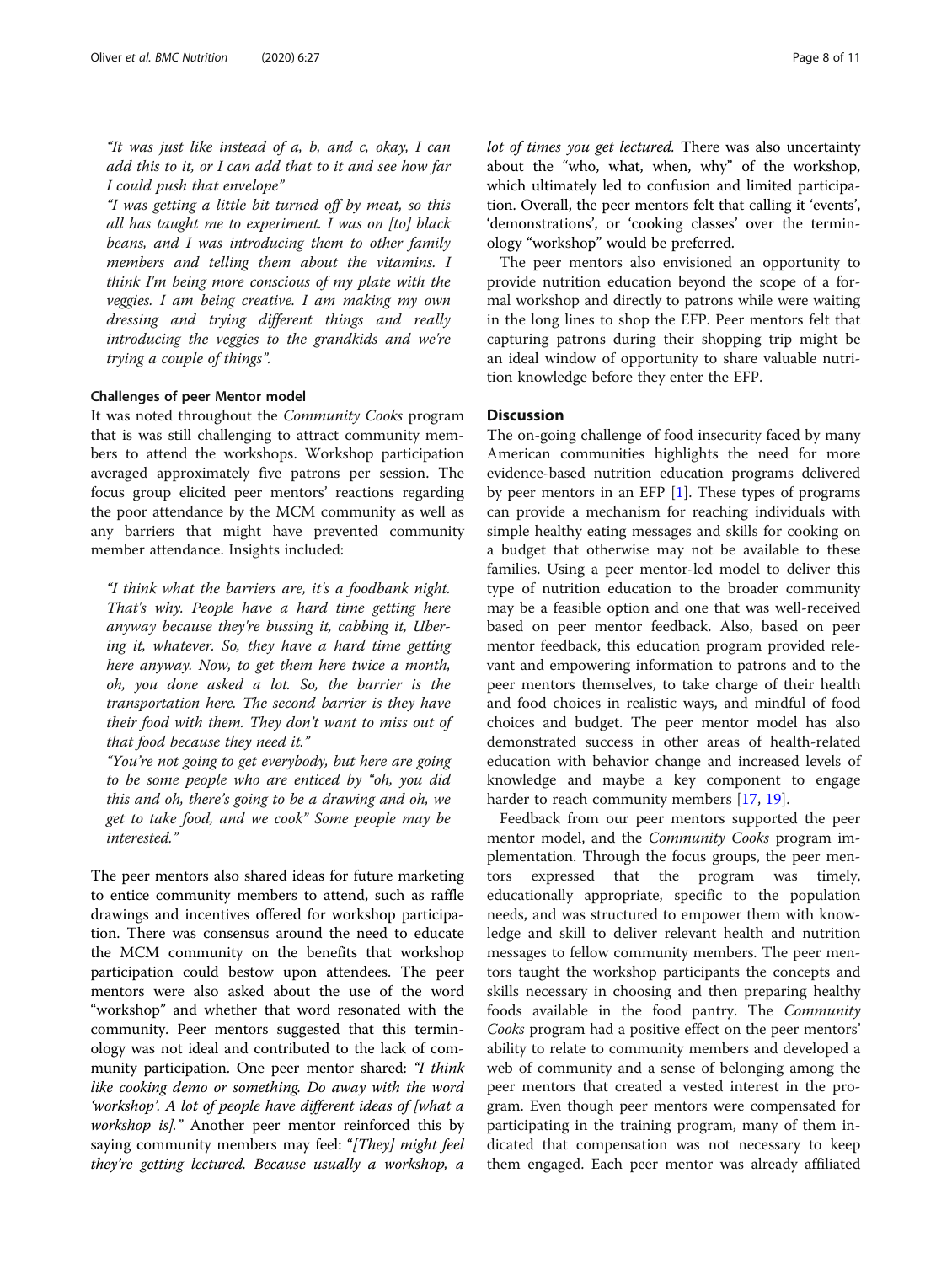"It was just like instead of a, b, and c, okay, I can add this to it, or I can add that to it and see how far I could push that envelope"

"I was getting a little bit turned off by meat, so this all has taught me to experiment. I was on [to] black beans, and I was introducing them to other family members and telling them about the vitamins. I think I'm being more conscious of my plate with the veggies. I am being creative. I am making my own dressing and trying different things and really introducing the veggies to the grandkids and we're trying a couple of things".

### Challenges of peer Mentor model

It was noted throughout the *Community Cooks* program that is was still challenging to attract community members to attend the workshops. Workshop participation averaged approximately five patrons per session. The focus group elicited peer mentors' reactions regarding the poor attendance by the MCM community as well as any barriers that might have prevented community member attendance. Insights included:

"I think what the barriers are, it's a foodbank night. That's why. People have a hard time getting here anyway because they're bussing it, cabbing it, Ubering it, whatever. So, they have a hard time getting here anyway. Now, to get them here twice a month, oh, you done asked a lot. So, the barrier is the transportation here. The second barrier is they have their food with them. They don't want to miss out of that food because they need it."

"You're not going to get everybody, but here are going to be some people who are enticed by "oh, you did this and oh, there's going to be a drawing and oh, we get to take food, and we cook" Some people may be interested."

The peer mentors also shared ideas for future marketing to entice community members to attend, such as raffle drawings and incentives offered for workshop participation. There was consensus around the need to educate the MCM community on the benefits that workshop participation could bestow upon attendees. The peer mentors were also asked about the use of the word "workshop" and whether that word resonated with the community. Peer mentors suggested that this terminology was not ideal and contributed to the lack of community participation. One peer mentor shared: *"I think like cooking demo or something. Do away with the word 'workshop'. A lot of people have different ideas of [what a workshop is]."* Another peer mentor reinforced this by saying community members may feel: *"[They] might feel they're getting lectured. Because usually a workshop, a lot of times you get lectured.* There was also uncertainty about the "who, what, when, why" of the workshop, which ultimately led to confusion and limited participation. Overall, the peer mentors felt that calling it 'events', 'demonstrations', or 'cooking classes' over the terminology "workshop" would be preferred.

The peer mentors also envisioned an opportunity to provide nutrition education beyond the scope of a formal workshop and directly to patrons while were waiting in the long lines to shop the EFP. Peer mentors felt that capturing patrons during their shopping trip might be an ideal window of opportunity to share valuable nutrition knowledge before they enter the EFP.

## Discussion

The on-going challenge of food insecurity faced by many American communities highlights the need for more evidence-based nutrition education programs delivered by peer mentors in an EFP [1]. These types of programs can provide a mechanism for reaching individuals with simple healthy eating messages and skills for cooking on a budget that otherwise may not be available to these families. Using a peer mentor-led model to deliver this type of nutrition education to the broader community may be a feasible option and one that was well-received based on peer mentor feedback. Also, based on peer mentor feedback, this education program provided relevant and empowering information to patrons and to the peer mentors themselves, to take charge of their health and food choices in realistic ways, and mindful of food choices and budget. The peer mentor model has also demonstrated success in other areas of health-related education with behavior change and increased levels of knowledge and maybe a key component to engage harder to reach community members [17, 19].

Feedback from our peer mentors supported the peer mentor model, and the *Community Cooks* program implementation. Through the focus groups, the peer mentors expressed that the program was timely, educationally appropriate, specific to the population needs, and was structured to empower them with knowledge and skill to deliver relevant health and nutrition messages to fellow community members. The peer mentors taught the workshop participants the concepts and skills necessary in choosing and then preparing healthy foods available in the food pantry. The *Community Cooks* program had a positive effect on the peer mentors' ability to relate to community members and developed a web of community and a sense of belonging among the peer mentors that created a vested interest in the program. Even though peer mentors were compensated for participating in the training program, many of them indicated that compensation was not necessary to keep them engaged. Each peer mentor was already affiliated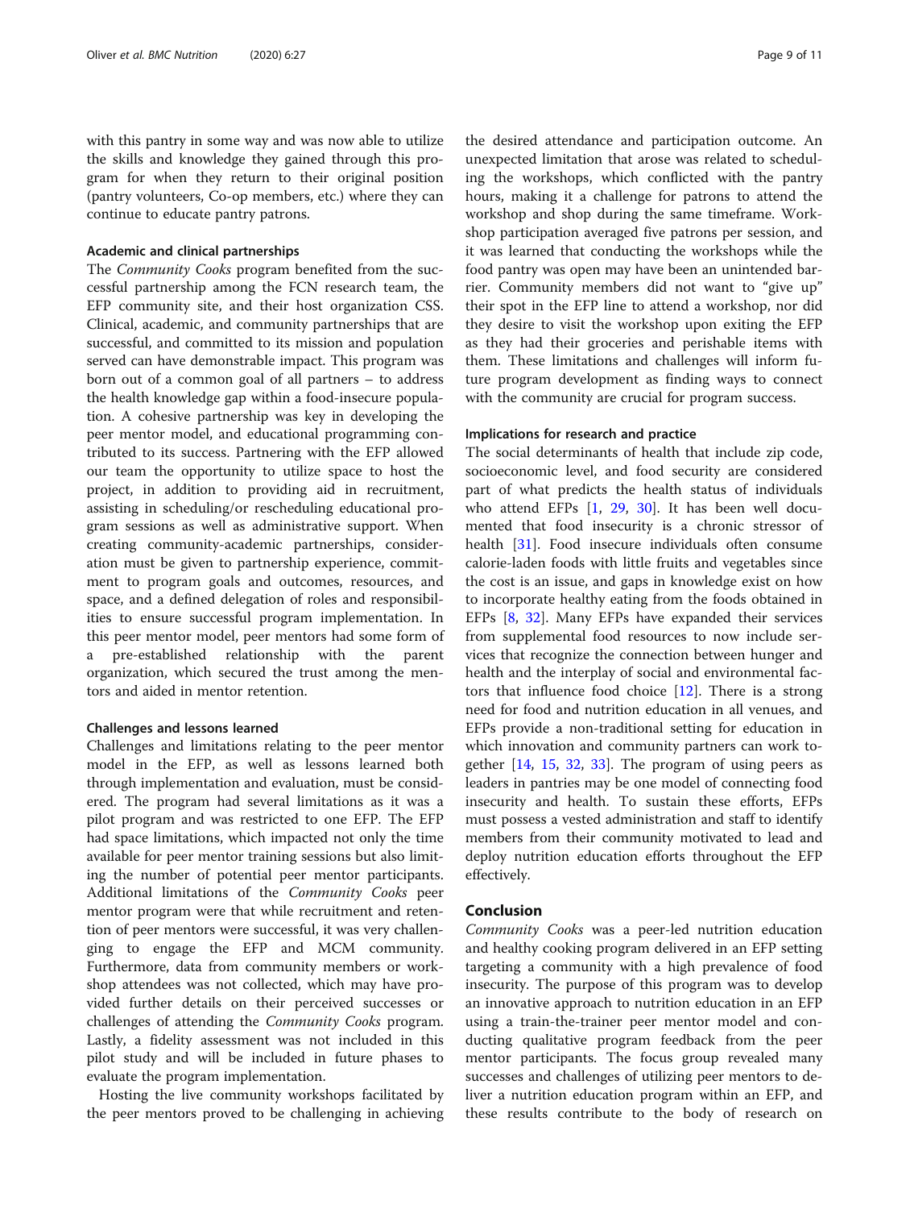with this pantry in some way and was now able to utilize the skills and knowledge they gained through this program for when they return to their original position (pantry volunteers, Co-op members, etc.) where they can continue to educate pantry patrons.

### Academic and clinical partnerships

The *Community Cooks* program benefited from the successful partnership among the FCN research team, the EFP community site, and their host organization CSS. Clinical, academic, and community partnerships that are successful, and committed to its mission and population served can have demonstrable impact. This program was born out of a common goal of all partners – to address the health knowledge gap within a food-insecure population. A cohesive partnership was key in developing the peer mentor model, and educational programming contributed to its success. Partnering with the EFP allowed our team the opportunity to utilize space to host the project, in addition to providing aid in recruitment, assisting in scheduling/or rescheduling educational program sessions as well as administrative support. When creating community-academic partnerships, consideration must be given to partnership experience, commitment to program goals and outcomes, resources, and space, and a defined delegation of roles and responsibilities to ensure successful program implementation. In this peer mentor model, peer mentors had some form of a pre-established relationship with the parent organization, which secured the trust among the mentors and aided in mentor retention.

### Challenges and lessons learned

Challenges and limitations relating to the peer mentor model in the EFP, as well as lessons learned both through implementation and evaluation, must be considered. The program had several limitations as it was a pilot program and was restricted to one EFP. The EFP had space limitations, which impacted not only the time available for peer mentor training sessions but also limiting the number of potential peer mentor participants. Additional limitations of the *Community Cooks* peer mentor program were that while recruitment and retention of peer mentors were successful, it was very challenging to engage the EFP and MCM community. Furthermore, data from community members or workshop attendees was not collected, which may have provided further details on their perceived successes or challenges of attending the *Community Cooks* program. Lastly, a fidelity assessment was not included in this pilot study and will be included in future phases to evaluate the program implementation.

Hosting the live community workshops facilitated by the peer mentors proved to be challenging in achieving the desired attendance and participation outcome. An unexpected limitation that arose was related to scheduling the workshops, which conflicted with the pantry hours, making it a challenge for patrons to attend the workshop and shop during the same timeframe. Workshop participation averaged five patrons per session, and it was learned that conducting the workshops while the food pantry was open may have been an unintended barrier. Community members did not want to "give up" their spot in the EFP line to attend a workshop, nor did they desire to visit the workshop upon exiting the EFP as they had their groceries and perishable items with them. These limitations and challenges will inform future program development as finding ways to connect with the community are crucial for program success.

### Implications for research and practice

The social determinants of health that include zip code, socioeconomic level, and food security are considered part of what predicts the health status of individuals who attend EFPs [1, 29, 30]. It has been well documented that food insecurity is a chronic stressor of health [31]. Food insecure individuals often consume calorie-laden foods with little fruits and vegetables since the cost is an issue, and gaps in knowledge exist on how to incorporate healthy eating from the foods obtained in EFPs [8, 32]. Many EFPs have expanded their services from supplemental food resources to now include services that recognize the connection between hunger and health and the interplay of social and environmental factors that influence food choice [12]. There is a strong need for food and nutrition education in all venues, and EFPs provide a non-traditional setting for education in which innovation and community partners can work together [14, 15, 32, 33]. The program of using peers as leaders in pantries may be one model of connecting food insecurity and health. To sustain these efforts, EFPs must possess a vested administration and staff to identify members from their community motivated to lead and deploy nutrition education efforts throughout the EFP effectively.

## Conclusion

*Community Cooks* was a peer-led nutrition education and healthy cooking program delivered in an EFP setting targeting a community with a high prevalence of food insecurity. The purpose of this program was to develop an innovative approach to nutrition education in an EFP using a train-the-trainer peer mentor model and conducting qualitative program feedback from the peer mentor participants. The focus group revealed many successes and challenges of utilizing peer mentors to deliver a nutrition education program within an EFP, and these results contribute to the body of research on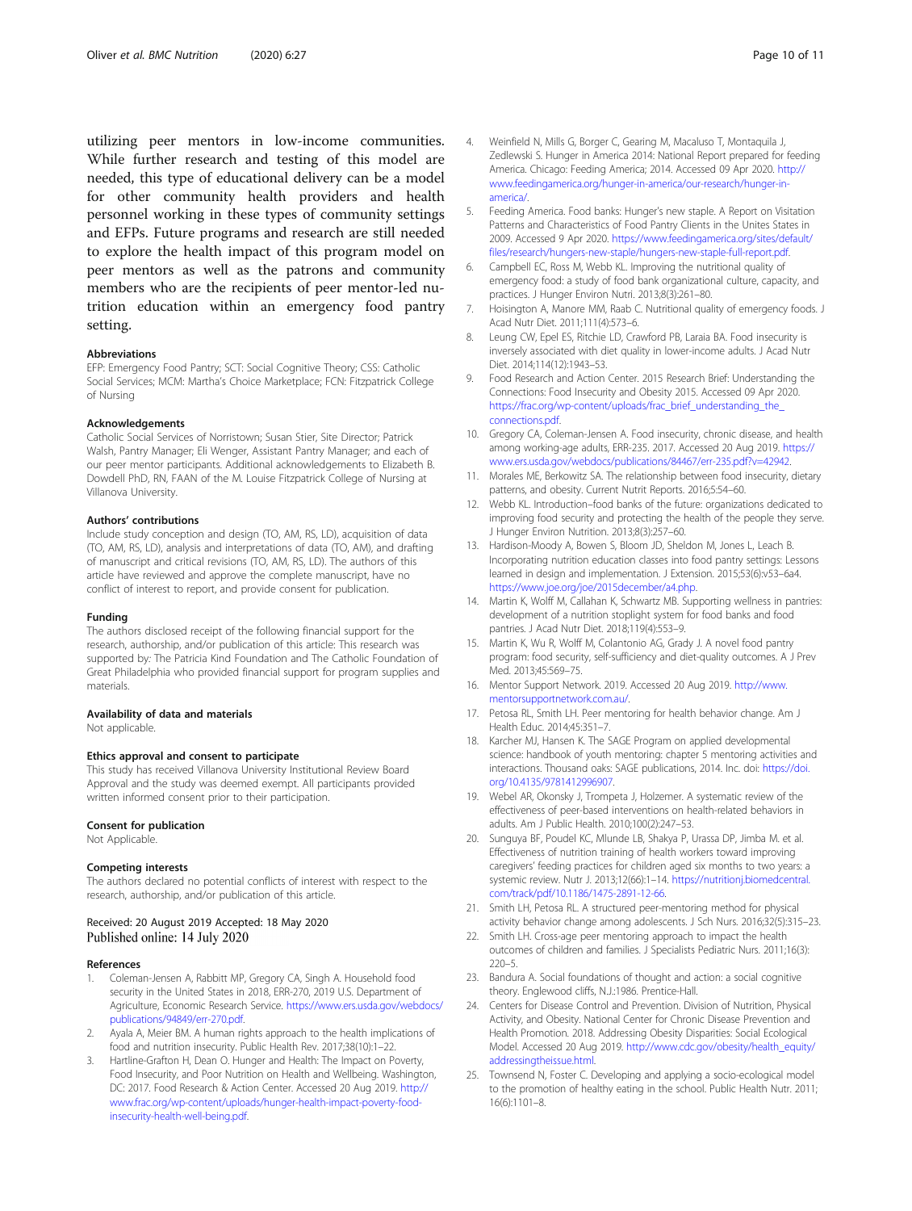utilizing peer mentors in low-income communities. While further research and testing of this model are needed, this type of educational delivery can be a model for other community health providers and health personnel working in these types of community settings and EFPs. Future programs and research are still needed to explore the health impact of this program model on peer mentors as well as the patrons and community members who are the recipients of peer mentor-led nutrition education within an emergency food pantry setting.

#### Abbreviations

EFP: Emergency Food Pantry; SCT: Social Cognitive Theory; CSS: Catholic Social Services; MCM: Martha's Choice Marketplace; FCN: Fitzpatrick College of Nursing

#### Acknowledgements

Catholic Social Services of Norristown; Susan Stier, Site Director; Patrick Walsh, Pantry Manager; Eli Wenger, Assistant Pantry Manager; and each of our peer mentor participants. Additional acknowledgements to Elizabeth B. Dowdell PhD, RN, FAAN of the M. Louise Fitzpatrick College of Nursing at Villanova University.

#### Authors' contributions

Include study conception and design (TO, AM, RS, LD), acquisition of data (TO, AM, RS, LD), analysis and interpretations of data (TO, AM), and drafting of manuscript and critical revisions (TO, AM, RS, LD). The authors of this article have reviewed and approve the complete manuscript, have no conflict of interest to report, and provide consent for publication.

#### Funding

The authors disclosed receipt of the following financial support for the research, authorship, and/or publication of this article: This research was supported by: The Patricia Kind Foundation and The Catholic Foundation of Great Philadelphia who provided financial support for program supplies and materials.

#### Availability of data and materials

Not applicable.

#### Ethics approval and consent to participate

This study has received Villanova University Institutional Review Board Approval and the study was deemed exempt. All participants provided written informed consent prior to their participation.

#### Consent for publication

Not Applicable.

#### Competing interests

The authors declared no potential conflicts of interest with respect to the research, authorship, and/or publication of this article.

Received: 20 August 2019 Accepted: 18 May 2020
Published online: 14 July 2020

#### References

1. Coleman-Jensen A, Rabbitt MP, Gregory CA, Singh A. Household food security in the United States in 2018, ERR-270, 2019 U.S. Department of Agriculture, Economic Research Service. https://www.ers.usda.gov/webdocs/publications/94849/err-270.pdf.
2. Ayala A, Meier BM. A human rights approach to the health implications of food and nutrition insecurity. Public Health Rev. 2017;38(10):1–22.
3. Hartline-Grafton H, Dean O. Hunger and Health: The Impact on Poverty, Food Insecurity, and Poor Nutrition on Health and Wellbeing. Washington, DC: 2017. Food Research & Action Center. Accessed 20 Aug 2019. http://www.frac.org/wp-content/uploads/hunger-health-impact-poverty-food-insecurity-health-well-being.pdf.
4. Weinfield N, Mills G, Borger C, Gearing M, Macaluso T, Montaquila J, Zedlewski S. Hunger in America 2014: National Report prepared for feeding America. Chicago: Feeding America; 2014. Accessed 09 Apr 2020. http://www.feedingamerica.org/hunger-in-america/our-research/hunger-in-america/.
5. Feeding America. Food banks: Hunger's new staple. A Report on Visitation Patterns and Characteristics of Food Pantry Clients in the Unites States in 2009. Accessed 9 Apr 2020. https://www.feedingamerica.org/sites/default/files/research/hungers-new-staple/hungers-new-staple-full-report.pdf.
6. Campbell EC, Ross M, Webb KL. Improving the nutritional quality of emergency food: a study of food bank organizational culture, capacity, and practices. J Hunger Environ Nutri. 2013;8(3):261–80.
7. Hoisington A, Manore MM, Raab C. Nutritional quality of emergency foods. J Acad Nutr Diet. 2011;111(4):573–6.
8. Leung CW, Epel ES, Ritchie LD, Crawford PB, Laraia BA. Food insecurity is inversely associated with diet quality in lower-income adults. J Acad Nutr Diet. 2014;114(12):1943–53.
9. Food Research and Action Center. 2015 Research Brief: Understanding the Connections: Food Insecurity and Obesity 2015. Accessed 09 Apr 2020. https://frac.org/wp-content/uploads/frac_brief_understanding_the_connections.pdf.
10. Gregory CA, Coleman-Jensen A. Food insecurity, chronic disease, and health among working-age adults, ERR-235. 2017. Accessed 20 Aug 2019. https://www.ers.usda.gov/webdocs/publications/84467/err-235.pdf?v=42942.
11. Morales ME, Berkowitz SA. The relationship between food insecurity, dietary patterns, and obesity. Current Nutrit Reports. 2016;5:54–60.
12. Webb KL. Introduction–food banks of the future: organizations dedicated to improving food security and protecting the health of the people they serve. J Hunger Environ Nutrition. 2013;8(3):257–60.
13. Hardison-Moody A, Bowen S, Bloom JD, Sheldon M, Jones L, Leach B. Incorporating nutrition education classes into food pantry settings: Lessons learned in design and implementation. J Extension. 2015;53(6):v53–6a4. https://www.joe.org/joe/2015december/a4.php.
14. Martin K, Wolff M, Callahan K, Schwartz MB. Supporting wellness in pantries: development of a nutrition stoplight system for food banks and food pantries. J Acad Nutr Diet. 2018;119(4):553–9.
15. Martin K, Wu R, Wolff M, Colantonio AG, Grady J. A novel food pantry program: food security, self-sufficiency and diet-quality outcomes. A J Prev Med. 2013;45:569–75.
16. Mentor Support Network. 2019. Accessed 20 Aug 2019. http://www.mentorsupportnetwork.com.au/.
17. Petosa RL, Smith LH. Peer mentoring for health behavior change. Am J Health Educ. 2014;45:351–7.
18. Karcher MJ, Hansen K. The SAGE Program on applied developmental science: handbook of youth mentoring: chapter 5 mentoring activities and interactions. Thousand oaks: SAGE publications, 2014. Inc. doi: https://doi.org/10.4135/9781412996907.
19. Webel AR, Okonsky J, Trompeta J, Holzemer. A systematic review of the effectiveness of peer-based interventions on health-related behaviors in adults. Am J Public Health. 2010;100(2):247–53.
20. Sunguya BF, Poudel KC, Mlunde LB, Shakya P, Urassa DP, Jimba M. et al. Effectiveness of nutrition training of health workers toward improving caregivers' feeding practices for children aged six months to two years: a systemic review. Nutr J. 2013;12(66):1–14. https://nutritionj.biomedcentral.com/track/pdf/10.1186/1475-2891-12-66.
21. Smith LH, Petosa RL. A structured peer-mentoring method for physical activity behavior change among adolescents. J Sch Nurs. 2016;32(5):315–23.
22. Smith LH. Cross-age peer mentoring approach to impact the health outcomes of children and families. J Specialists Pediatric Nurs. 2011;16(3):220–5.
23. Bandura A. Social foundations of thought and action: a social cognitive theory. Englewood cliffs, N.J.:1986. Prentice-Hall.
24. Centers for Disease Control and Prevention. Division of Nutrition, Physical Activity, and Obesity. National Center for Chronic Disease Prevention and Health Promotion. 2018. Addressing Obesity Disparities: Social Ecological Model. Accessed 20 Aug 2019. http://www.cdc.gov/obesity/health_equity/addressingtheissue.html.
25. Townsend N, Foster C. Developing and applying a socio-ecological model to the promotion of healthy eating in the school. Public Health Nutr. 2011;16(6):1101–8.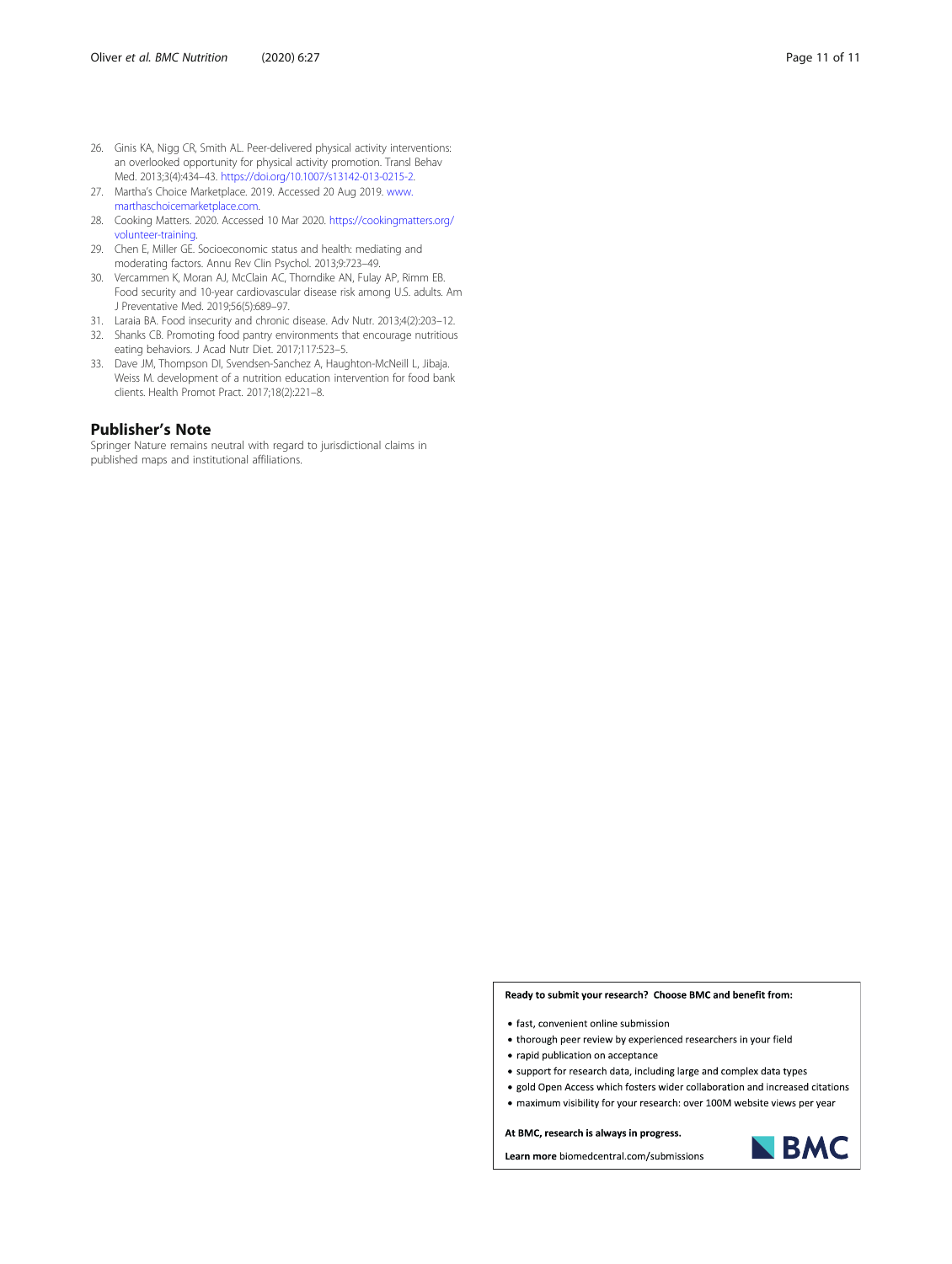26. Ginis KA, Nigg CR, Smith AL. Peer-delivered physical activity interventions: an overlooked opportunity for physical activity promotion. Transl Behav Med. 2013;3(4):434–43. https://doi.org/10.1007/s13142-013-0215-2.
27. Martha's Choice Marketplace. 2019. Accessed 20 Aug 2019. www.marthaschoicemarketplace.com.
28. Cooking Matters. 2020. Accessed 10 Mar 2020. https://cookingmatters.org/volunteer-training.
29. Chen E, Miller GE. Socioeconomic status and health: mediating and moderating factors. Annu Rev Clin Psychol. 2013;9:723–49.
30. Vercammen K, Moran AJ, McClain AC, Thorndike AN, Fulay AP, Rimm EB. Food security and 10-year cardiovascular disease risk among U.S. adults. Am J Preventative Med. 2019;56(5):689–97.
31. Laraia BA. Food insecurity and chronic disease. Adv Nutr. 2013;4(2):203–12.
32. Shanks CB. Promoting food pantry environments that encourage nutritious eating behaviors. J Acad Nutr Diet. 2017;117:523–5.
33. Dave JM, Thompson DI, Svendsen-Sanchez A, Haughton-McNeill L, Jibaja. Weiss M. development of a nutrition education intervention for food bank clients. Health Promot Pract. 2017;18(2):221–8.

## Publisher's Note

Springer Nature remains neutral with regard to jurisdictional claims in published maps and institutional affiliations.

**Ready to submit your research? Choose BMC and benefit from:**

- fast, convenient online submission
- thorough peer review by experienced researchers in your field
- rapid publication on acceptance
- support for research data, including large and complex data types
- gold Open Access which fosters wider collaboration and increased citations
- maximum visibility for your research: over 100M website views per year

**At BMC, research is always in progress.**

**Learn more** biomedcentral.com/submissions

BMC